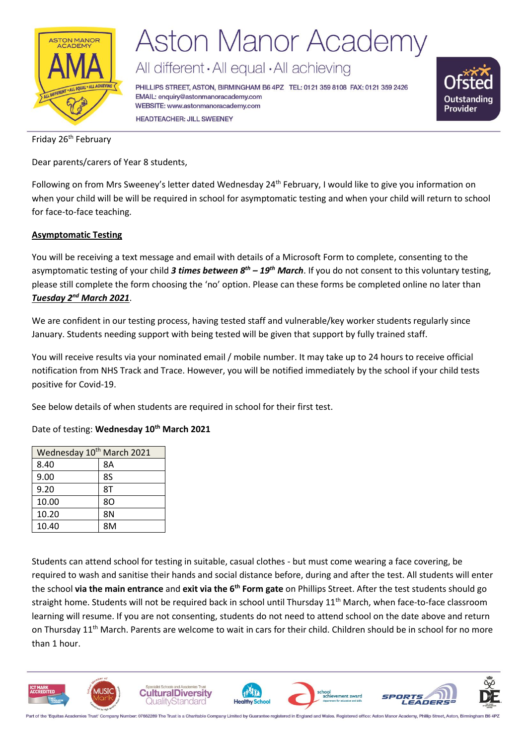# Aston Manor Academy

All different • All equal • All achieving

PHILLIPS STREET, ASTON, BIRMINGHAM B6 4PZ TEL: 0121 359 8108 FAX: 0121 359 2426
EMAIL: enquiry@astonmanoracademy.com
WEBSITE: www.astonmanoracademy.com
HEADTEACHER: JILL SWEENEY

Ofsted Outstanding Provider

Friday 26th February

Dear parents/carers of Year 8 students,

Following on from Mrs Sweeney's letter dated Wednesday 24th February, I would like to give you information on when your child will be will be required in school for asymptomatic testing and when your child will return to school for face-to-face teaching.

**Asymptomatic Testing**

You will be receiving a text message and email with details of a Microsoft Form to complete, consenting to the asymptomatic testing of your child ***3 times between 8th – 19th March***. If you do not consent to this voluntary testing, please still complete the form choosing the 'no' option. Please can these forms be completed online no later than ***Tuesday 2nd March 2021***.

We are confident in our testing process, having tested staff and vulnerable/key worker students regularly since January. Students needing support with being tested will be given that support by fully trained staff.

You will receive results via your nominated email / mobile number. It may take up to 24 hours to receive official notification from NHS Track and Trace. However, you will be notified immediately by the school if your child tests positive for Covid-19.

See below details of when students are required in school for their first test.

Date of testing: **Wednesday 10th March 2021**

| Wednesday 10th March 2021 | |
|---|---|
| 8.40 | 8A |
| 9.00 | 8S |
| 9.20 | 8T |
| 10.00 | 8O |
| 10.20 | 8N |
| 10.40 | 8M |

Students can attend school for testing in suitable, casual clothes - but must come wearing a face covering, be required to wash and sanitise their hands and social distance before, during and after the test. All students will enter the school **via the main entrance** and **exit via the 6th Form gate** on Phillips Street. After the test students should go straight home. Students will not be required back in school until Thursday 11th March, when face-to-face classroom learning will resume. If you are not consenting, students do not need to attend school on the date above and return on Thursday 11th March. Parents are welcome to wait in cars for their child. Children should be in school for no more than 1 hour.

Part of the 'Equitas Academies Trust' Company Number: 07662289 The Trust is a Charitable Company Limited by Guarantee registered in England and Wales. Registered office: Aston Manor Academy, Phillip Street, Aston, Birmingham B6 4PZ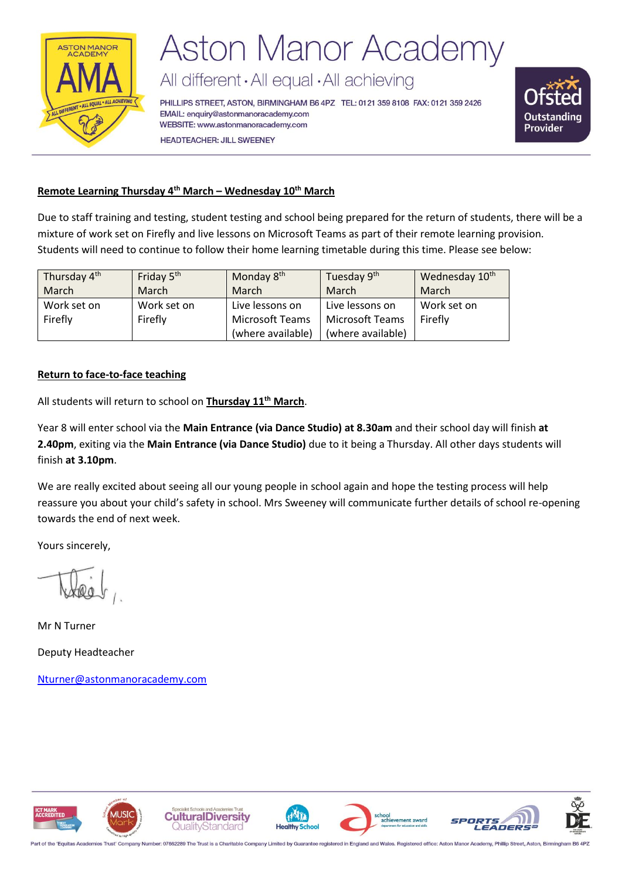# Aston Manor Academy

All different • All equal • All achieving

PHILLIPS STREET, ASTON, BIRMINGHAM B6 4PZ TEL: 0121 359 8108 FAX: 0121 359 2426
EMAIL: enquiry@astonmanoracademy.com
WEBSITE: www.astonmanoracademy.com

HEADTEACHER: JILL SWEENEY

**Remote Learning Thursday 4th March – Wednesday 10th March**

Due to staff training and testing, student testing and school being prepared for the return of students, there will be a mixture of work set on Firefly and live lessons on Microsoft Teams as part of their remote learning provision. Students will need to continue to follow their home learning timetable during this time. Please see below:

| Thursday 4th March | Friday 5th March | Monday 8th March | Tuesday 9th March | Wednesday 10th March |
|---|---|---|---|---|
| Work set on Firefly | Work set on Firefly | Live lessons on Microsoft Teams (where available) | Live lessons on Microsoft Teams (where available) | Work set on Firefly |

**Return to face-to-face teaching**

All students will return to school on **Thursday 11th March**.

Year 8 will enter school via the **Main Entrance (via Dance Studio) at 8.30am** and their school day will finish **at 2.40pm**, exiting via the **Main Entrance (via Dance Studio)** due to it being a Thursday. All other days students will finish **at 3.10pm**.

We are really excited about seeing all our young people in school again and hope the testing process will help reassure you about your child's safety in school. Mrs Sweeney will communicate further details of school re-opening towards the end of next week.

Yours sincerely,

Mr N Turner

Deputy Headteacher

Nturner@astonmanoracademy.com

Part of the 'Equitas Academies Trust' Company Number: 07662289 The Trust is a Charitable Company Limited by Guarantee registered in England and Wales. Registered office: Aston Manor Academy, Phillip Street, Aston, Birmingham B6 4PZ